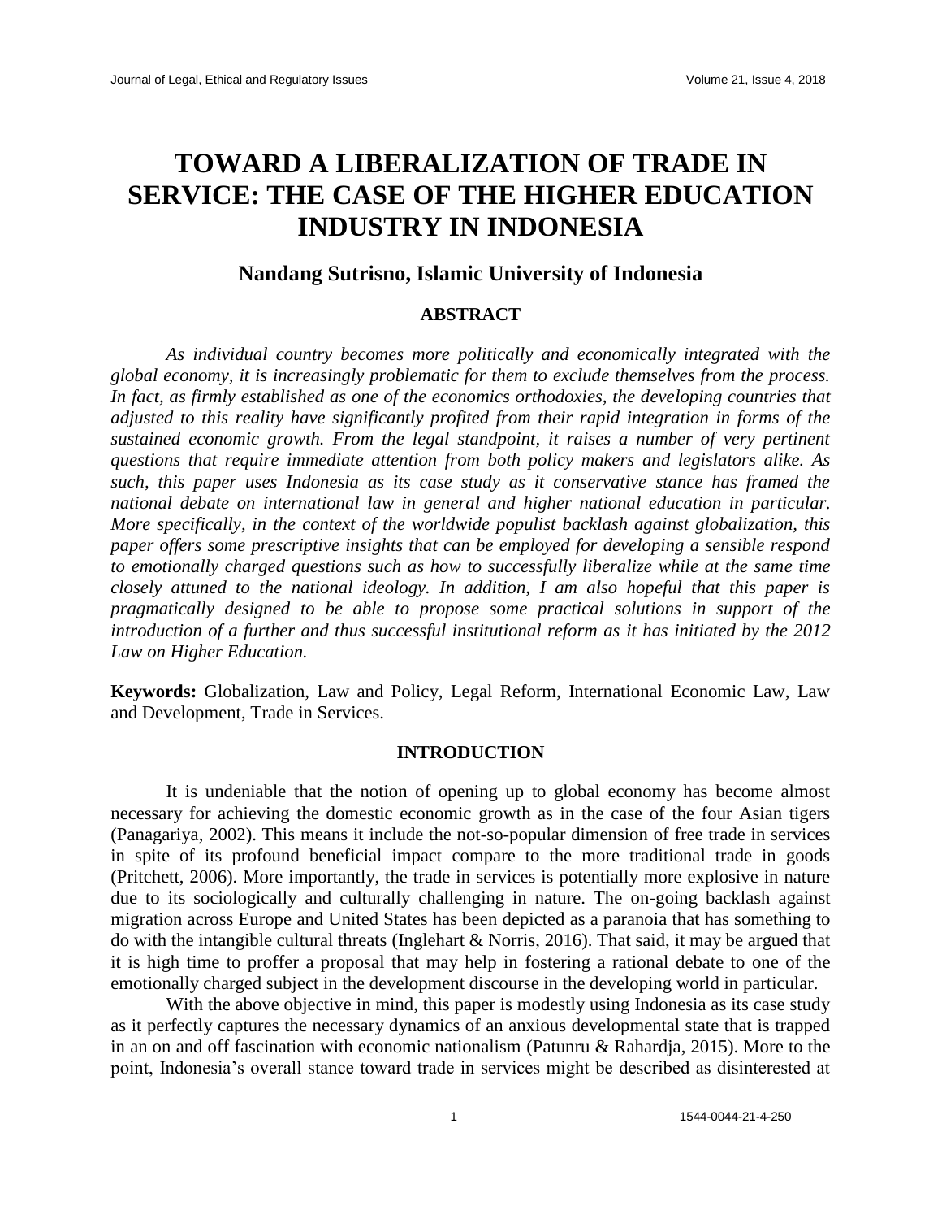# TOWARD A LIBERALIZATION OF TRADE IN SERVICE: THE CASE OF THE HIGHER EDUCATION INDUSTRY IN INDONESIA

## Nandang Sutrisno, Islamic University of Indonesia

### ABSTRACT

*As individual country becomes more politically and economically integrated with the global economy, it is increasingly problematic for them to exclude themselves from the process. In fact, as firmly established as one of the economics orthodoxies, the developing countries that adjusted to this reality have significantly profited from their rapid integration in forms of the sustained economic growth. From the legal standpoint, it raises a number of very pertinent questions that require immediate attention from both policy makers and legislators alike. As such, this paper uses Indonesia as its case study as it conservative stance has framed the national debate on international law in general and higher national education in particular. More specifically, in the context of the worldwide populist backlash against globalization, this paper offers some prescriptive insights that can be employed for developing a sensible respond to emotionally charged questions such as how to successfully liberalize while at the same time closely attuned to the national ideology. In addition, I am also hopeful that this paper is pragmatically designed to be able to propose some practical solutions in support of the introduction of a further and thus successful institutional reform as it has initiated by the 2012 Law on Higher Education.*

**Keywords:** Globalization, Law and Policy, Legal Reform, International Economic Law, Law and Development, Trade in Services.

### INTRODUCTION

It is undeniable that the notion of opening up to global economy has become almost necessary for achieving the domestic economic growth as in the case of the four Asian tigers (Panagariya, 2002). This means it include the not-so-popular dimension of free trade in services in spite of its profound beneficial impact compare to the more traditional trade in goods (Pritchett, 2006). More importantly, the trade in services is potentially more explosive in nature due to its sociologically and culturally challenging in nature. The on-going backlash against migration across Europe and United States has been depicted as a paranoia that has something to do with the intangible cultural threats (Inglehart & Norris, 2016). That said, it may be argued that it is high time to proffer a proposal that may help in fostering a rational debate to one of the emotionally charged subject in the development discourse in the developing world in particular.

With the above objective in mind, this paper is modestly using Indonesia as its case study as it perfectly captures the necessary dynamics of an anxious developmental state that is trapped in an on and off fascination with economic nationalism (Patunru & Rahardja, 2015). More to the point, Indonesia's overall stance toward trade in services might be described as disinterested at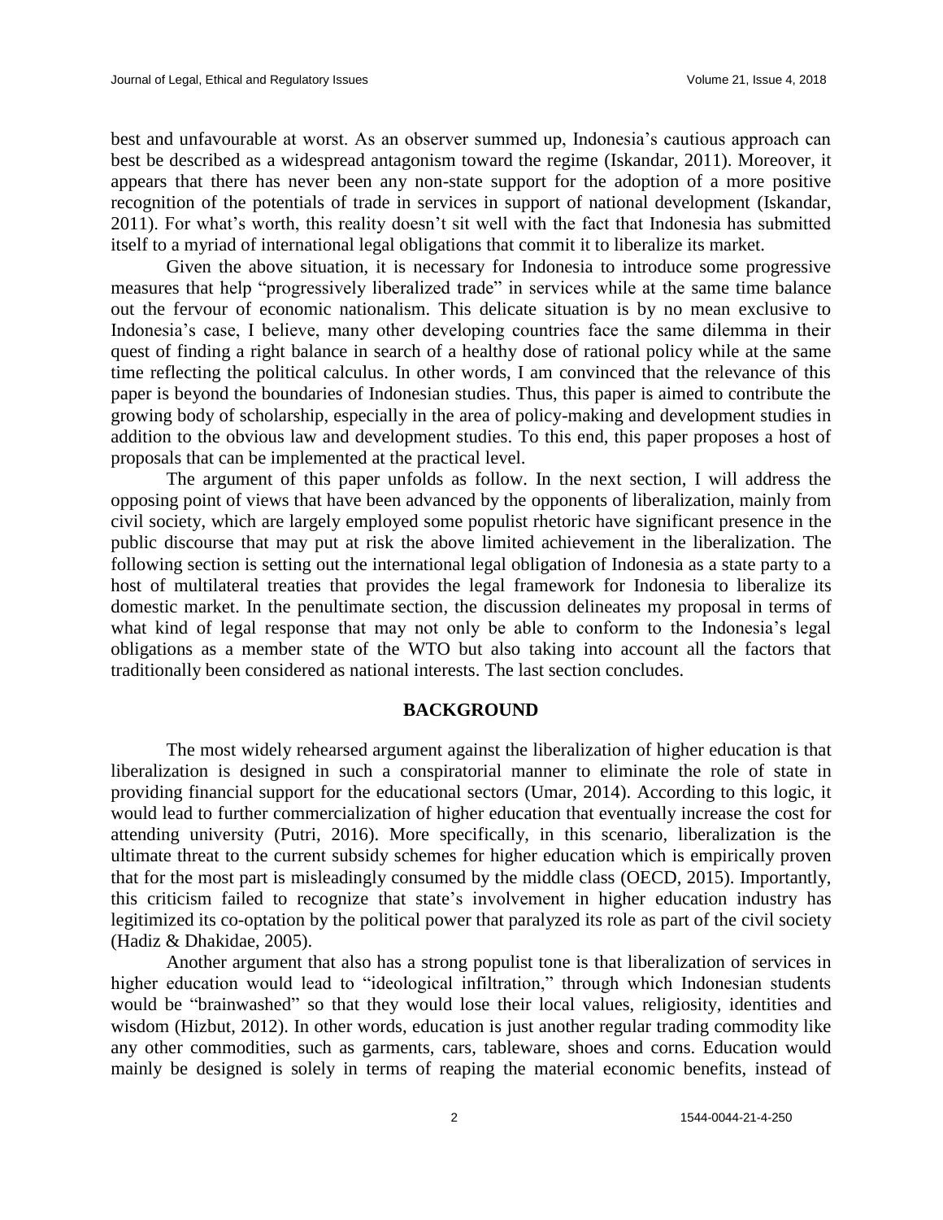best and unfavourable at worst. As an observer summed up, Indonesia's cautious approach can best be described as a widespread antagonism toward the regime (Iskandar, 2011). Moreover, it appears that there has never been any non-state support for the adoption of a more positive recognition of the potentials of trade in services in support of national development (Iskandar, 2011). For what's worth, this reality doesn't sit well with the fact that Indonesia has submitted itself to a myriad of international legal obligations that commit it to liberalize its market.

Given the above situation, it is necessary for Indonesia to introduce some progressive measures that help "progressively liberalized trade" in services while at the same time balance out the fervour of economic nationalism. This delicate situation is by no mean exclusive to Indonesia's case, I believe, many other developing countries face the same dilemma in their quest of finding a right balance in search of a healthy dose of rational policy while at the same time reflecting the political calculus. In other words, I am convinced that the relevance of this paper is beyond the boundaries of Indonesian studies. Thus, this paper is aimed to contribute the growing body of scholarship, especially in the area of policy-making and development studies in addition to the obvious law and development studies. To this end, this paper proposes a host of proposals that can be implemented at the practical level.

The argument of this paper unfolds as follow. In the next section, I will address the opposing point of views that have been advanced by the opponents of liberalization, mainly from civil society, which are largely employed some populist rhetoric have significant presence in the public discourse that may put at risk the above limited achievement in the liberalization. The following section is setting out the international legal obligation of Indonesia as a state party to a host of multilateral treaties that provides the legal framework for Indonesia to liberalize its domestic market. In the penultimate section, the discussion delineates my proposal in terms of what kind of legal response that may not only be able to conform to the Indonesia's legal obligations as a member state of the WTO but also taking into account all the factors that traditionally been considered as national interests. The last section concludes.

## BACKGROUND

The most widely rehearsed argument against the liberalization of higher education is that liberalization is designed in such a conspiratorial manner to eliminate the role of state in providing financial support for the educational sectors (Umar, 2014). According to this logic, it would lead to further commercialization of higher education that eventually increase the cost for attending university (Putri, 2016). More specifically, in this scenario, liberalization is the ultimate threat to the current subsidy schemes for higher education which is empirically proven that for the most part is misleadingly consumed by the middle class (OECD, 2015). Importantly, this criticism failed to recognize that state's involvement in higher education industry has legitimized its co-optation by the political power that paralyzed its role as part of the civil society (Hadiz & Dhakidae, 2005).

Another argument that also has a strong populist tone is that liberalization of services in higher education would lead to "ideological infiltration," through which Indonesian students would be "brainwashed" so that they would lose their local values, religiosity, identities and wisdom (Hizbut, 2012). In other words, education is just another regular trading commodity like any other commodities, such as garments, cars, tableware, shoes and corns. Education would mainly be designed is solely in terms of reaping the material economic benefits, instead of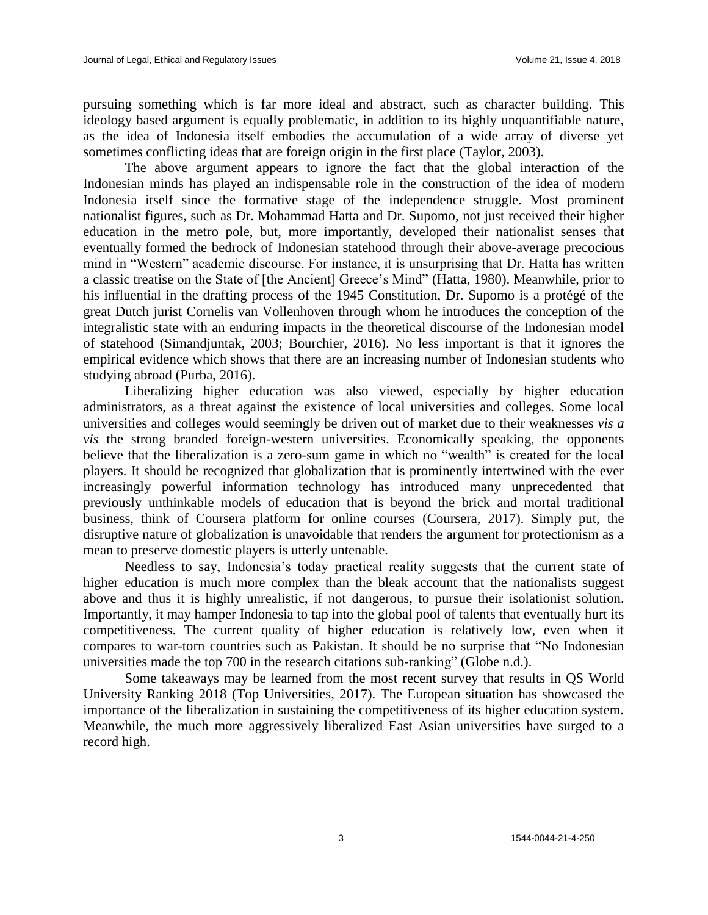pursuing something which is far more ideal and abstract, such as character building. This ideology based argument is equally problematic, in addition to its highly unquantifiable nature, as the idea of Indonesia itself embodies the accumulation of a wide array of diverse yet sometimes conflicting ideas that are foreign origin in the first place (Taylor, 2003).

The above argument appears to ignore the fact that the global interaction of the Indonesian minds has played an indispensable role in the construction of the idea of modern Indonesia itself since the formative stage of the independence struggle. Most prominent nationalist figures, such as Dr. Mohammad Hatta and Dr. Supomo, not just received their higher education in the metro pole, but, more importantly, developed their nationalist senses that eventually formed the bedrock of Indonesian statehood through their above-average precocious mind in "Western" academic discourse. For instance, it is unsurprising that Dr. Hatta has written a classic treatise on the State of [the Ancient] Greece's Mind" (Hatta, 1980). Meanwhile, prior to his influential in the drafting process of the 1945 Constitution, Dr. Supomo is a protégé of the great Dutch jurist Cornelis van Vollenhoven through whom he introduces the conception of the integralistic state with an enduring impacts in the theoretical discourse of the Indonesian model of statehood (Simandjuntak, 2003; Bourchier, 2016). No less important is that it ignores the empirical evidence which shows that there are an increasing number of Indonesian students who studying abroad (Purba, 2016).

Liberalizing higher education was also viewed, especially by higher education administrators, as a threat against the existence of local universities and colleges. Some local universities and colleges would seemingly be driven out of market due to their weaknesses *vis a vis* the strong branded foreign-western universities. Economically speaking, the opponents believe that the liberalization is a zero-sum game in which no "wealth" is created for the local players. It should be recognized that globalization that is prominently intertwined with the ever increasingly powerful information technology has introduced many unprecedented that previously unthinkable models of education that is beyond the brick and mortal traditional business, think of Coursera platform for online courses (Coursera, 2017). Simply put, the disruptive nature of globalization is unavoidable that renders the argument for protectionism as a mean to preserve domestic players is utterly untenable.

Needless to say, Indonesia's today practical reality suggests that the current state of higher education is much more complex than the bleak account that the nationalists suggest above and thus it is highly unrealistic, if not dangerous, to pursue their isolationist solution. Importantly, it may hamper Indonesia to tap into the global pool of talents that eventually hurt its competitiveness. The current quality of higher education is relatively low, even when it compares to war-torn countries such as Pakistan. It should be no surprise that "No Indonesian universities made the top 700 in the research citations sub-ranking" (Globe n.d.).

Some takeaways may be learned from the most recent survey that results in QS World University Ranking 2018 (Top Universities, 2017). The European situation has showcased the importance of the liberalization in sustaining the competitiveness of its higher education system. Meanwhile, the much more aggressively liberalized East Asian universities have surged to a record high.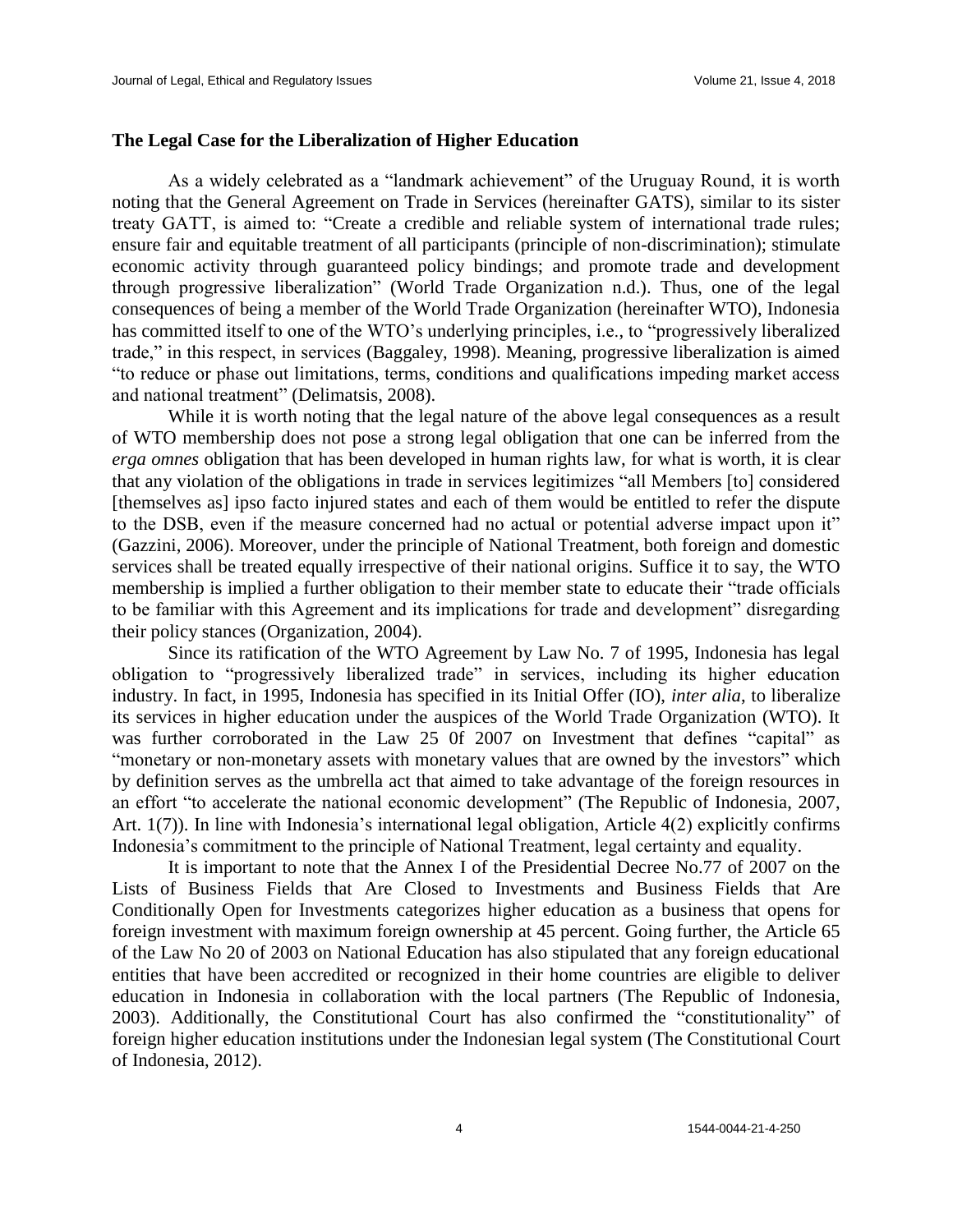### The Legal Case for the Liberalization of Higher Education

As a widely celebrated as a "landmark achievement" of the Uruguay Round, it is worth noting that the General Agreement on Trade in Services (hereinafter GATS), similar to its sister treaty GATT, is aimed to: "Create a credible and reliable system of international trade rules; ensure fair and equitable treatment of all participants (principle of non-discrimination); stimulate economic activity through guaranteed policy bindings; and promote trade and development through progressive liberalization" (World Trade Organization n.d.). Thus, one of the legal consequences of being a member of the World Trade Organization (hereinafter WTO), Indonesia has committed itself to one of the WTO's underlying principles, i.e., to "progressively liberalized trade," in this respect, in services (Baggaley, 1998). Meaning, progressive liberalization is aimed "to reduce or phase out limitations, terms, conditions and qualifications impeding market access and national treatment" (Delimatsis, 2008).

While it is worth noting that the legal nature of the above legal consequences as a result of WTO membership does not pose a strong legal obligation that one can be inferred from the *erga omnes* obligation that has been developed in human rights law, for what is worth, it is clear that any violation of the obligations in trade in services legitimizes "all Members [to] considered [themselves as] ipso facto injured states and each of them would be entitled to refer the dispute to the DSB, even if the measure concerned had no actual or potential adverse impact upon it" (Gazzini, 2006). Moreover, under the principle of National Treatment, both foreign and domestic services shall be treated equally irrespective of their national origins. Suffice it to say, the WTO membership is implied a further obligation to their member state to educate their "trade officials to be familiar with this Agreement and its implications for trade and development" disregarding their policy stances (Organization, 2004).

Since its ratification of the WTO Agreement by Law No. 7 of 1995, Indonesia has legal obligation to "progressively liberalized trade" in services, including its higher education industry. In fact, in 1995, Indonesia has specified in its Initial Offer (IO), *inter alia*, to liberalize its services in higher education under the auspices of the World Trade Organization (WTO). It was further corroborated in the Law 25 0f 2007 on Investment that defines "capital" as "monetary or non-monetary assets with monetary values that are owned by the investors" which by definition serves as the umbrella act that aimed to take advantage of the foreign resources in an effort "to accelerate the national economic development" (The Republic of Indonesia, 2007, Art. 1(7)). In line with Indonesia's international legal obligation, Article 4(2) explicitly confirms Indonesia's commitment to the principle of National Treatment, legal certainty and equality.

It is important to note that the Annex I of the Presidential Decree No.77 of 2007 on the Lists of Business Fields that Are Closed to Investments and Business Fields that Are Conditionally Open for Investments categorizes higher education as a business that opens for foreign investment with maximum foreign ownership at 45 percent. Going further, the Article 65 of the Law No 20 of 2003 on National Education has also stipulated that any foreign educational entities that have been accredited or recognized in their home countries are eligible to deliver education in Indonesia in collaboration with the local partners (The Republic of Indonesia, 2003). Additionally, the Constitutional Court has also confirmed the "constitutionality" of foreign higher education institutions under the Indonesian legal system (The Constitutional Court of Indonesia, 2012).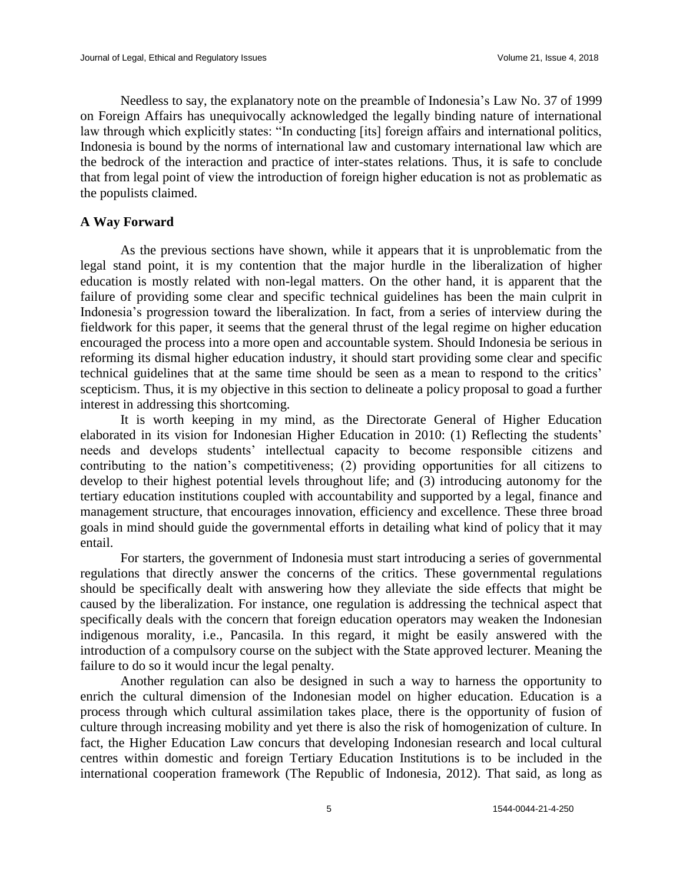Needless to say, the explanatory note on the preamble of Indonesia's Law No. 37 of 1999 on Foreign Affairs has unequivocally acknowledged the legally binding nature of international law through which explicitly states: "In conducting [its] foreign affairs and international politics, Indonesia is bound by the norms of international law and customary international law which are the bedrock of the interaction and practice of inter-states relations. Thus, it is safe to conclude that from legal point of view the introduction of foreign higher education is not as problematic as the populists claimed.

## A Way Forward

As the previous sections have shown, while it appears that it is unproblematic from the legal stand point, it is my contention that the major hurdle in the liberalization of higher education is mostly related with non-legal matters. On the other hand, it is apparent that the failure of providing some clear and specific technical guidelines has been the main culprit in Indonesia's progression toward the liberalization. In fact, from a series of interview during the fieldwork for this paper, it seems that the general thrust of the legal regime on higher education encouraged the process into a more open and accountable system. Should Indonesia be serious in reforming its dismal higher education industry, it should start providing some clear and specific technical guidelines that at the same time should be seen as a mean to respond to the critics' scepticism. Thus, it is my objective in this section to delineate a policy proposal to goad a further interest in addressing this shortcoming.

It is worth keeping in my mind, as the Directorate General of Higher Education elaborated in its vision for Indonesian Higher Education in 2010: (1) Reflecting the students' needs and develops students' intellectual capacity to become responsible citizens and contributing to the nation's competitiveness; (2) providing opportunities for all citizens to develop to their highest potential levels throughout life; and (3) introducing autonomy for the tertiary education institutions coupled with accountability and supported by a legal, finance and management structure, that encourages innovation, efficiency and excellence. These three broad goals in mind should guide the governmental efforts in detailing what kind of policy that it may entail.

For starters, the government of Indonesia must start introducing a series of governmental regulations that directly answer the concerns of the critics. These governmental regulations should be specifically dealt with answering how they alleviate the side effects that might be caused by the liberalization. For instance, one regulation is addressing the technical aspect that specifically deals with the concern that foreign education operators may weaken the Indonesian indigenous morality, i.e., Pancasila. In this regard, it might be easily answered with the introduction of a compulsory course on the subject with the State approved lecturer. Meaning the failure to do so it would incur the legal penalty.

Another regulation can also be designed in such a way to harness the opportunity to enrich the cultural dimension of the Indonesian model on higher education. Education is a process through which cultural assimilation takes place, there is the opportunity of fusion of culture through increasing mobility and yet there is also the risk of homogenization of culture. In fact, the Higher Education Law concurs that developing Indonesian research and local cultural centres within domestic and foreign Tertiary Education Institutions is to be included in the international cooperation framework (The Republic of Indonesia, 2012). That said, as long as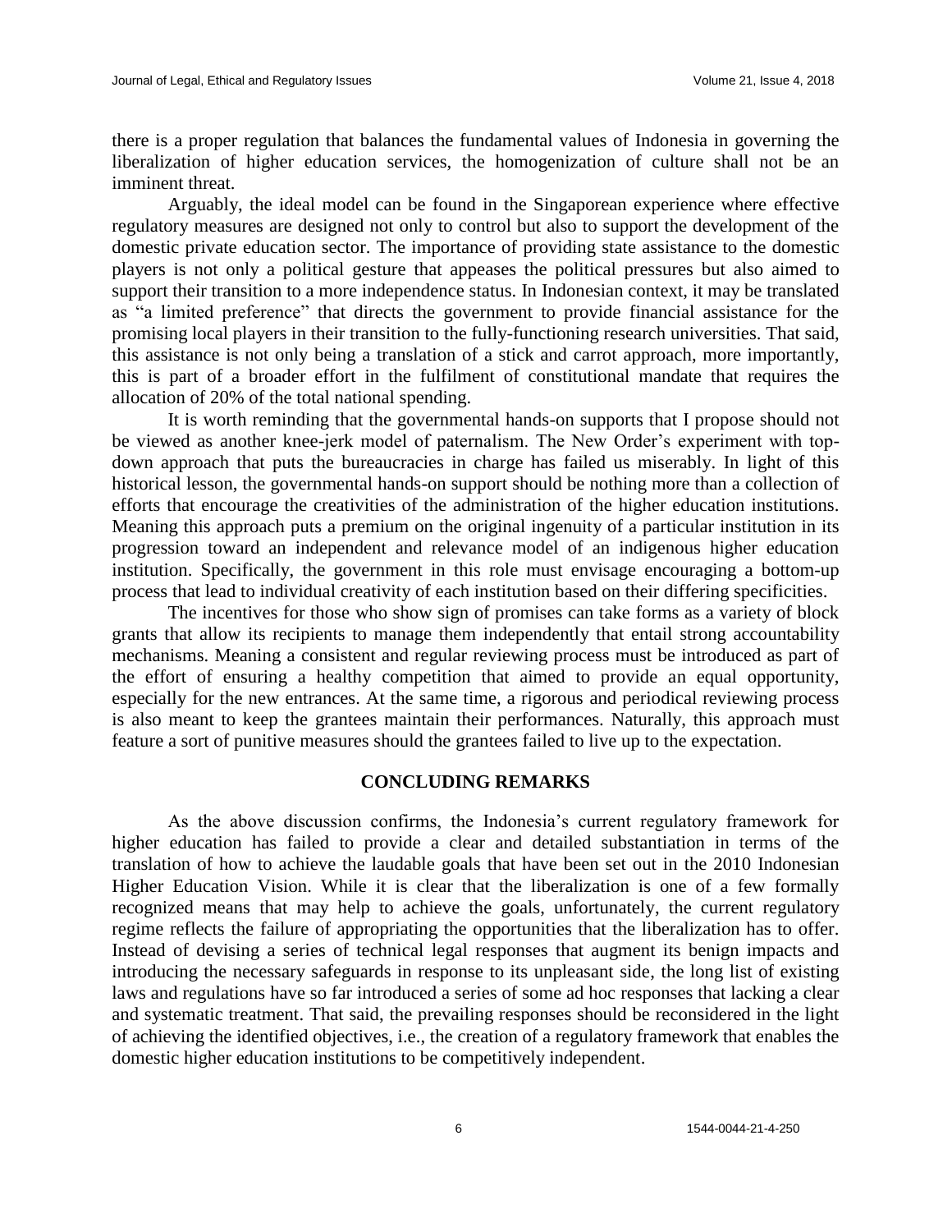there is a proper regulation that balances the fundamental values of Indonesia in governing the liberalization of higher education services, the homogenization of culture shall not be an imminent threat.

Arguably, the ideal model can be found in the Singaporean experience where effective regulatory measures are designed not only to control but also to support the development of the domestic private education sector. The importance of providing state assistance to the domestic players is not only a political gesture that appeases the political pressures but also aimed to support their transition to a more independence status. In Indonesian context, it may be translated as "a limited preference" that directs the government to provide financial assistance for the promising local players in their transition to the fully-functioning research universities. That said, this assistance is not only being a translation of a stick and carrot approach, more importantly, this is part of a broader effort in the fulfilment of constitutional mandate that requires the allocation of 20% of the total national spending.

It is worth reminding that the governmental hands-on supports that I propose should not be viewed as another knee-jerk model of paternalism. The New Order's experiment with top-down approach that puts the bureaucracies in charge has failed us miserably. In light of this historical lesson, the governmental hands-on support should be nothing more than a collection of efforts that encourage the creativities of the administration of the higher education institutions. Meaning this approach puts a premium on the original ingenuity of a particular institution in its progression toward an independent and relevance model of an indigenous higher education institution. Specifically, the government in this role must envisage encouraging a bottom-up process that lead to individual creativity of each institution based on their differing specificities.

The incentives for those who show sign of promises can take forms as a variety of block grants that allow its recipients to manage them independently that entail strong accountability mechanisms. Meaning a consistent and regular reviewing process must be introduced as part of the effort of ensuring a healthy competition that aimed to provide an equal opportunity, especially for the new entrances. At the same time, a rigorous and periodical reviewing process is also meant to keep the grantees maintain their performances. Naturally, this approach must feature a sort of punitive measures should the grantees failed to live up to the expectation.

## CONCLUDING REMARKS

As the above discussion confirms, the Indonesia's current regulatory framework for higher education has failed to provide a clear and detailed substantiation in terms of the translation of how to achieve the laudable goals that have been set out in the 2010 Indonesian Higher Education Vision. While it is clear that the liberalization is one of a few formally recognized means that may help to achieve the goals, unfortunately, the current regulatory regime reflects the failure of appropriating the opportunities that the liberalization has to offer. Instead of devising a series of technical legal responses that augment its benign impacts and introducing the necessary safeguards in response to its unpleasant side, the long list of existing laws and regulations have so far introduced a series of some ad hoc responses that lacking a clear and systematic treatment. That said, the prevailing responses should be reconsidered in the light of achieving the identified objectives, i.e., the creation of a regulatory framework that enables the domestic higher education institutions to be competitively independent.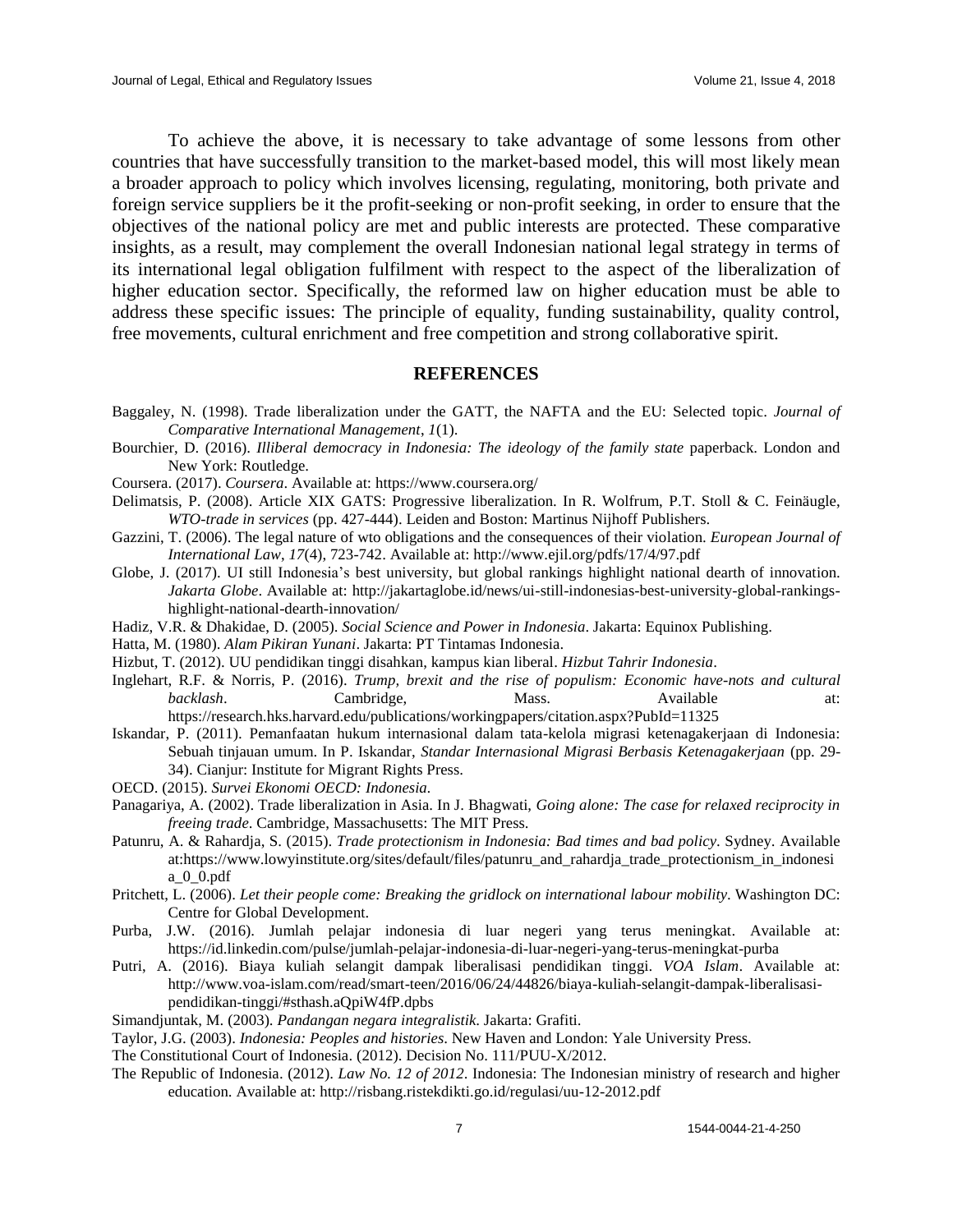To achieve the above, it is necessary to take advantage of some lessons from other countries that have successfully transition to the market-based model, this will most likely mean a broader approach to policy which involves licensing, regulating, monitoring, both private and foreign service suppliers be it the profit-seeking or non-profit seeking, in order to ensure that the objectives of the national policy are met and public interests are protected. These comparative insights, as a result, may complement the overall Indonesian national legal strategy in terms of its international legal obligation fulfilment with respect to the aspect of the liberalization of higher education sector. Specifically, the reformed law on higher education must be able to address these specific issues: The principle of equality, funding sustainability, quality control, free movements, cultural enrichment and free competition and strong collaborative spirit.

## REFERENCES

Baggaley, N. (1998). Trade liberalization under the GATT, the NAFTA and the EU: Selected topic. *Journal of Comparative International Management*, *1*(1).

Bourchier, D. (2016). *Illiberal democracy in Indonesia: The ideology of the family state* paperback. London and New York: Routledge.

Coursera. (2017). *Coursera*. Available at: https://www.coursera.org/

Delimatsis, P. (2008). Article XIX GATS: Progressive liberalization. In R. Wolfrum, P.T. Stoll & C. Feinäugle, *WTO-trade in services* (pp. 427-444). Leiden and Boston: Martinus Nijhoff Publishers.

Gazzini, T. (2006). The legal nature of wto obligations and the consequences of their violation. *European Journal of International Law*, *17*(4), 723-742. Available at: http://www.ejil.org/pdfs/17/4/97.pdf

Globe, J. (2017). UI still Indonesia's best university, but global rankings highlight national dearth of innovation. *Jakarta Globe*. Available at: http://jakartaglobe.id/news/ui-still-indonesias-best-university-global-rankings-highlight-national-dearth-innovation/

Hadiz, V.R. & Dhakidae, D. (2005). *Social Science and Power in Indonesia*. Jakarta: Equinox Publishing.

Hatta, M. (1980). *Alam Pikiran Yunani*. Jakarta: PT Tintamas Indonesia.

Hizbut, T. (2012). UU pendidikan tinggi disahkan, kampus kian liberal. *Hizbut Tahrir Indonesia*.

Inglehart, R.F. & Norris, P. (2016). *Trump, brexit and the rise of populism: Economic have-nots and cultural backlash*. Cambridge, Mass. Available at: https://research.hks.harvard.edu/publications/workingpapers/citation.aspx?PubId=11325

Iskandar, P. (2011). Pemanfaatan hukum internasional dalam tata-kelola migrasi ketenagakerjaan di Indonesia: Sebuah tinjauan umum. In P. Iskandar, *Standar Internasional Migrasi Berbasis Ketenagakerjaan* (pp. 29-34). Cianjur: Institute for Migrant Rights Press.

OECD. (2015). *Survei Ekonomi OECD: Indonesia*.

Panagariya, A. (2002). Trade liberalization in Asia. In J. Bhagwati, *Going alone: The case for relaxed reciprocity in freeing trade*. Cambridge, Massachusetts: The MIT Press.

Patunru, A. & Rahardja, S. (2015). *Trade protectionism in Indonesia: Bad times and bad policy*. Sydney. Available at:https://www.lowyinstitute.org/sites/default/files/patunru_and_rahardja_trade_protectionism_in_indonesia_0_0.pdf

Pritchett, L. (2006). *Let their people come: Breaking the gridlock on international labour mobility*. Washington DC: Centre for Global Development.

Purba, J.W. (2016). Jumlah pelajar indonesia di luar negeri yang terus meningkat. Available at: https://id.linkedin.com/pulse/jumlah-pelajar-indonesia-di-luar-negeri-yang-terus-meningkat-purba

Putri, A. (2016). Biaya kuliah selangit dampak liberalisasi pendidikan tinggi. *VOA Islam*. Available at: http://www.voa-islam.com/read/smart-teen/2016/06/24/44826/biaya-kuliah-selangit-dampak-liberalisasi-pendidikan-tinggi/#sthash.aQpiW4fP.dpbs

Simandjuntak, M. (2003). *Pandangan negara integralistik*. Jakarta: Grafiti.

Taylor, J.G. (2003). *Indonesia: Peoples and histories*. New Haven and London: Yale University Press.

The Constitutional Court of Indonesia. (2012). Decision No. 111/PUU-X/2012.

The Republic of Indonesia. (2012). *Law No. 12 of 2012*. Indonesia: The Indonesian ministry of research and higher education. Available at: http://risbang.ristekdikti.go.id/regulasi/uu-12-2012.pdf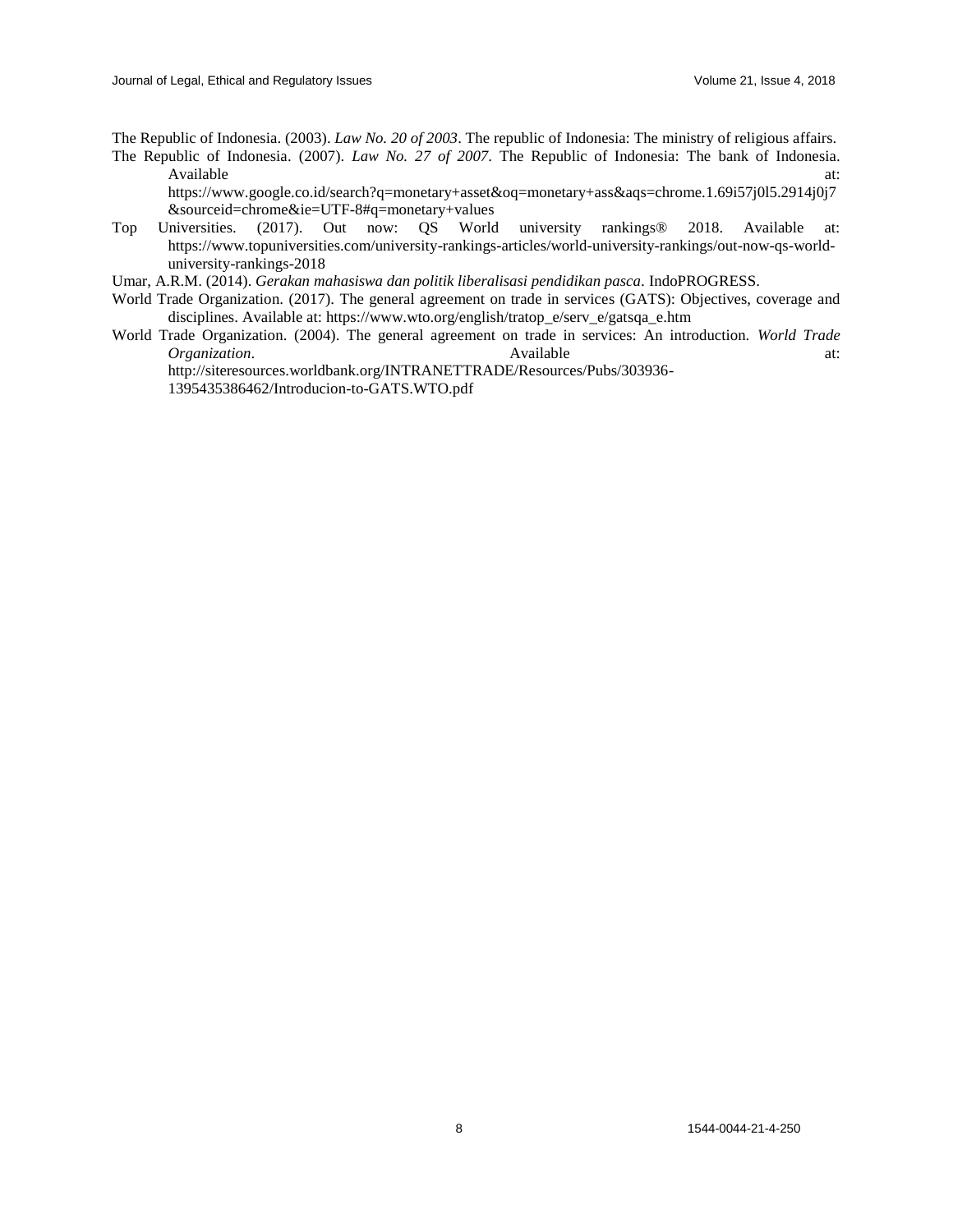The Republic of Indonesia. (2003). *Law No. 20 of 2003*. The republic of Indonesia: The ministry of religious affairs.

The Republic of Indonesia. (2007). *Law No. 27 of 2007*. The Republic of Indonesia: The bank of Indonesia. Available at: https://www.google.co.id/search?q=monetary+asset&oq=monetary+ass&aqs=chrome.1.69i57j0l5.2914j0j7&sourceid=chrome&ie=UTF-8#q=monetary+values

Top Universities. (2017). Out now: QS World university rankings® 2018. Available at: https://www.topuniversities.com/university-rankings-articles/world-university-rankings/out-now-qs-world-university-rankings-2018

Umar, A.R.M. (2014). *Gerakan mahasiswa dan politik liberalisasi pendidikan pasca*. IndoPROGRESS.

World Trade Organization. (2017). The general agreement on trade in services (GATS): Objectives, coverage and disciplines. Available at: https://www.wto.org/english/tratop_e/serv_e/gatsqa_e.htm

World Trade Organization. (2004). The general agreement on trade in services: An introduction. *World Trade Organization*. Available at: http://siteresources.worldbank.org/INTRANETTRADE/Resources/Pubs/303936-1395435386462/Introducion-to-GATS.WTO.pdf